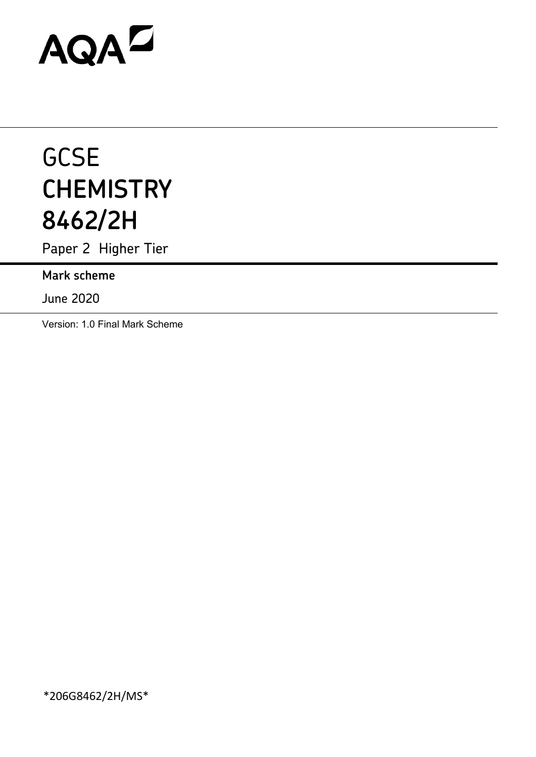AQA

# GCSE
# CHEMISTRY
# 8462/2H

Paper 2 Higher Tier

**Mark scheme**

June 2020

Version: 1.0 Final Mark Scheme

*206G8462/2H/MS*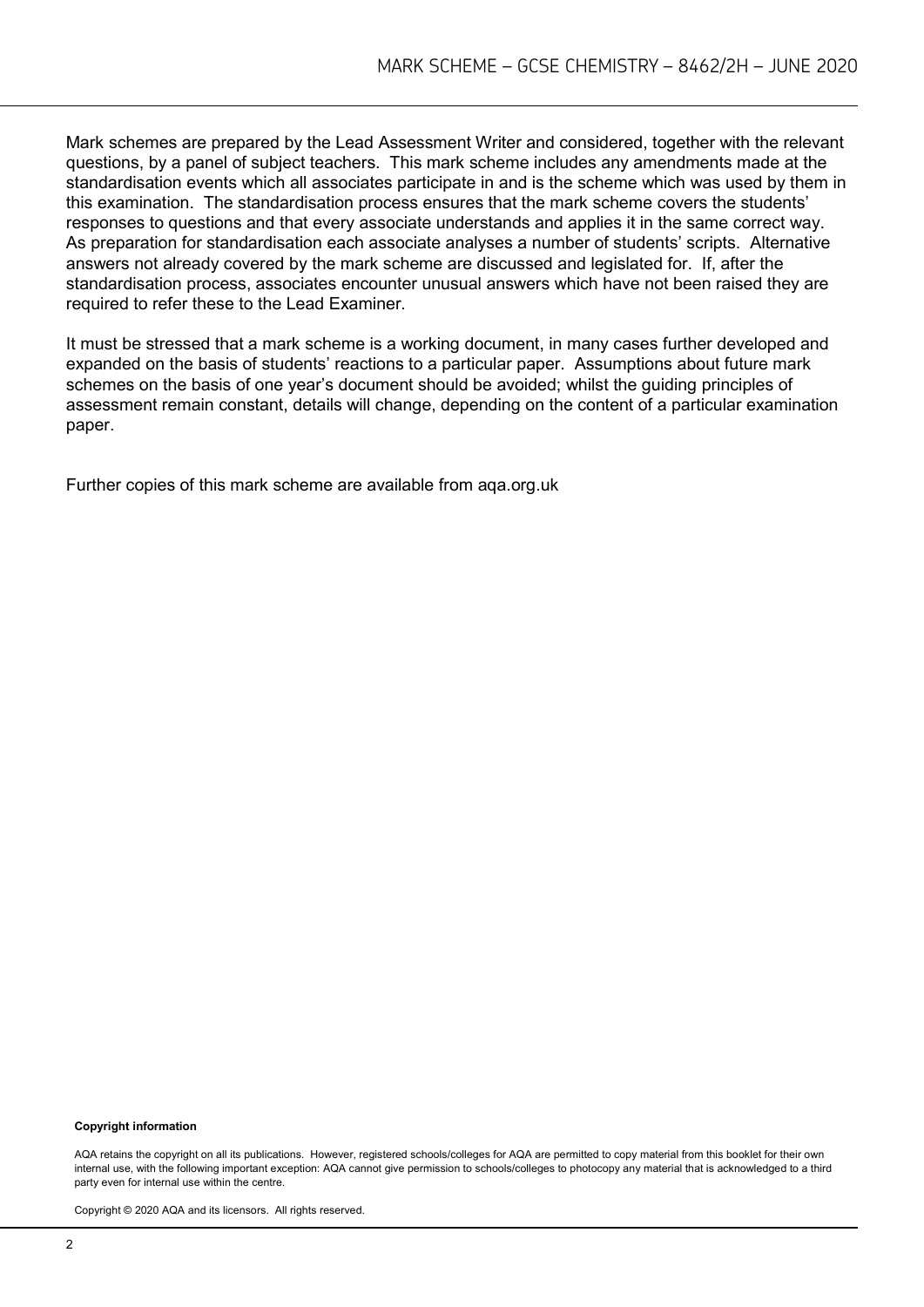Mark schemes are prepared by the Lead Assessment Writer and considered, together with the relevant questions, by a panel of subject teachers. This mark scheme includes any amendments made at the standardisation events which all associates participate in and is the scheme which was used by them in this examination. The standardisation process ensures that the mark scheme covers the students' responses to questions and that every associate understands and applies it in the same correct way. As preparation for standardisation each associate analyses a number of students' scripts. Alternative answers not already covered by the mark scheme are discussed and legislated for. If, after the standardisation process, associates encounter unusual answers which have not been raised they are required to refer these to the Lead Examiner.

It must be stressed that a mark scheme is a working document, in many cases further developed and expanded on the basis of students' reactions to a particular paper. Assumptions about future mark schemes on the basis of one year's document should be avoided; whilst the guiding principles of assessment remain constant, details will change, depending on the content of a particular examination paper.

Further copies of this mark scheme are available from aqa.org.uk

**Copyright information**

AQA retains the copyright on all its publications. However, registered schools/colleges for AQA are permitted to copy material from this booklet for their own internal use, with the following important exception: AQA cannot give permission to schools/colleges to photocopy any material that is acknowledged to a third party even for internal use within the centre.

Copyright © 2020 AQA and its licensors. All rights reserved.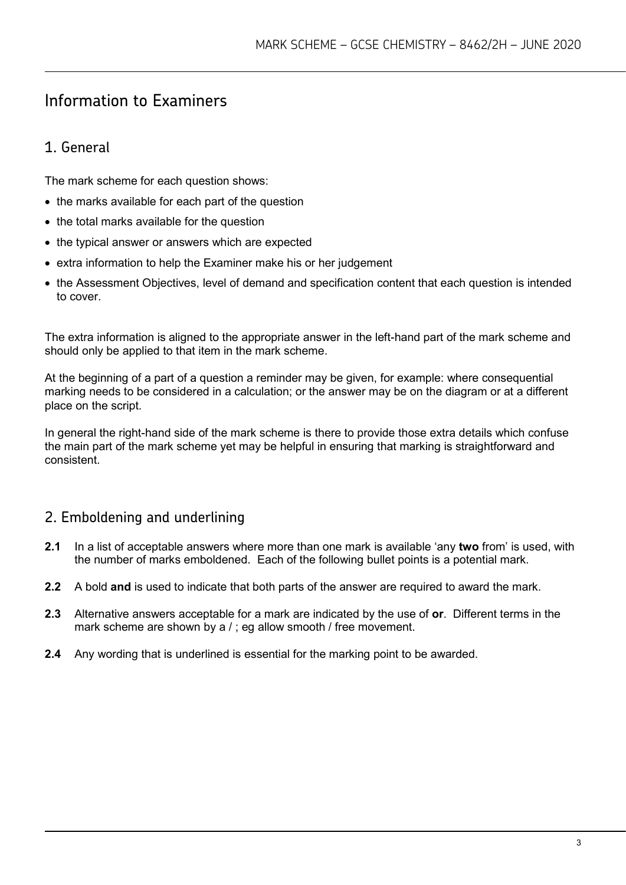# Information to Examiners

## 1. General

The mark scheme for each question shows:

- the marks available for each part of the question
- the total marks available for the question
- the typical answer or answers which are expected
- extra information to help the Examiner make his or her judgement
- the Assessment Objectives, level of demand and specification content that each question is intended to cover.

The extra information is aligned to the appropriate answer in the left-hand part of the mark scheme and should only be applied to that item in the mark scheme.

At the beginning of a part of a question a reminder may be given, for example: where consequential marking needs to be considered in a calculation; or the answer may be on the diagram or at a different place on the script.

In general the right-hand side of the mark scheme is there to provide those extra details which confuse the main part of the mark scheme yet may be helpful in ensuring that marking is straightforward and consistent.

## 2. Emboldening and underlining

**2.1** In a list of acceptable answers where more than one mark is available 'any **two** from' is used, with the number of marks emboldened. Each of the following bullet points is a potential mark.

**2.2** A bold **and** is used to indicate that both parts of the answer are required to award the mark.

**2.3** Alternative answers acceptable for a mark are indicated by the use of **or**. Different terms in the mark scheme are shown by a / ; eg allow smooth / free movement.

**2.4** Any wording that is underlined is essential for the marking point to be awarded.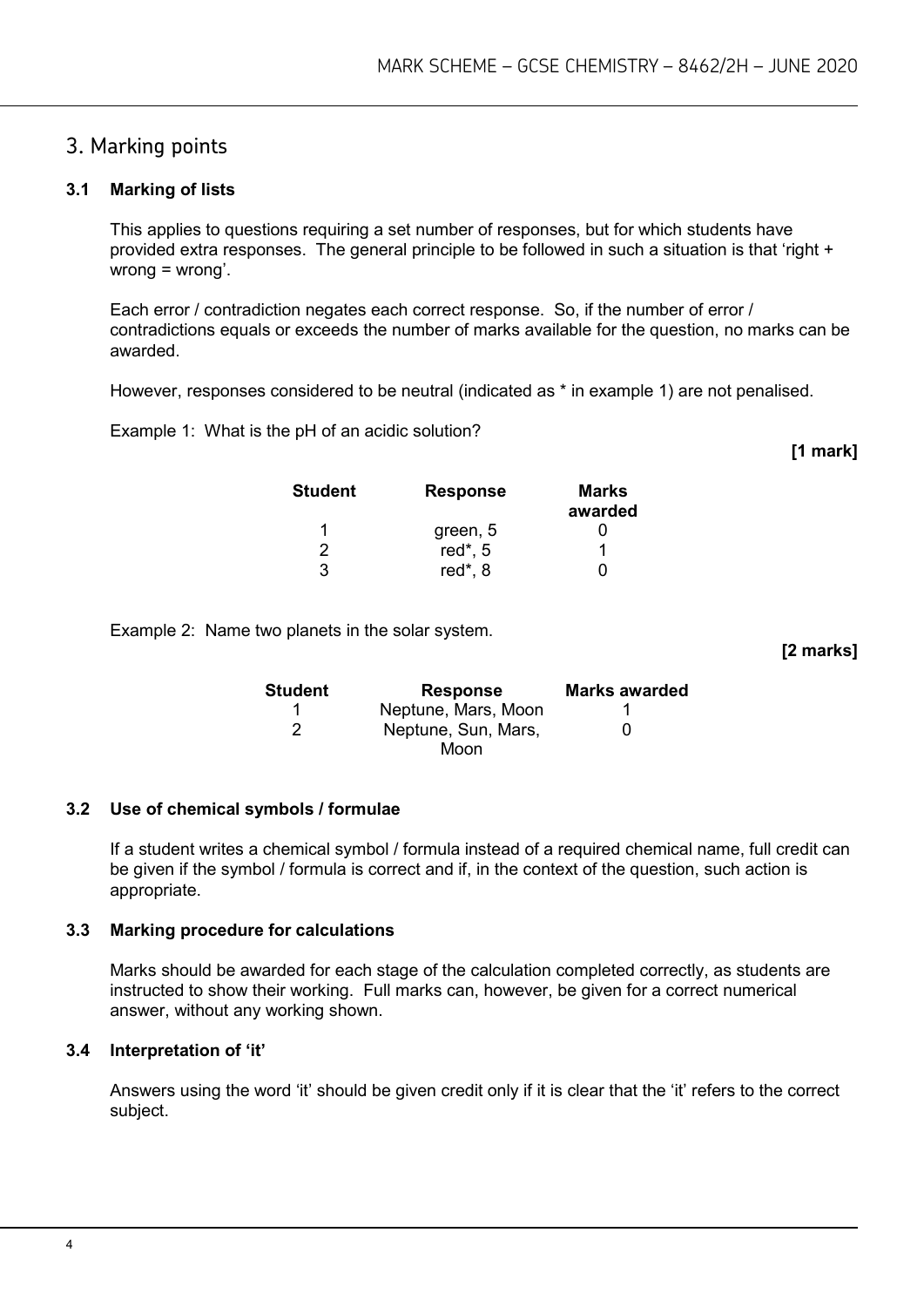## 3. Marking points

### 3.1 Marking of lists

This applies to questions requiring a set number of responses, but for which students have provided extra responses. The general principle to be followed in such a situation is that 'right + wrong = wrong'.

Each error / contradiction negates each correct response. So, if the number of error / contradictions equals or exceeds the number of marks available for the question, no marks can be awarded.

However, responses considered to be neutral (indicated as * in example 1) are not penalised.

Example 1: What is the pH of an acidic solution?

**[1 mark]**

| Student | Response | Marks awarded |
|---|---|---|
| 1 | green, 5 | 0 |
| 2 | red*, 5 | 1 |
| 3 | red*, 8 | 0 |

Example 2: Name two planets in the solar system.

**[2 marks]**

| Student | Response | Marks awarded |
|---|---|---|
| 1 | Neptune, Mars, Moon | 1 |
| 2 | Neptune, Sun, Mars, Moon | 0 |

### 3.2 Use of chemical symbols / formulae

If a student writes a chemical symbol / formula instead of a required chemical name, full credit can be given if the symbol / formula is correct and if, in the context of the question, such action is appropriate.

### 3.3 Marking procedure for calculations

Marks should be awarded for each stage of the calculation completed correctly, as students are instructed to show their working. Full marks can, however, be given for a correct numerical answer, without any working shown.

### 3.4 Interpretation of 'it'

Answers using the word 'it' should be given credit only if it is clear that the 'it' refers to the correct subject.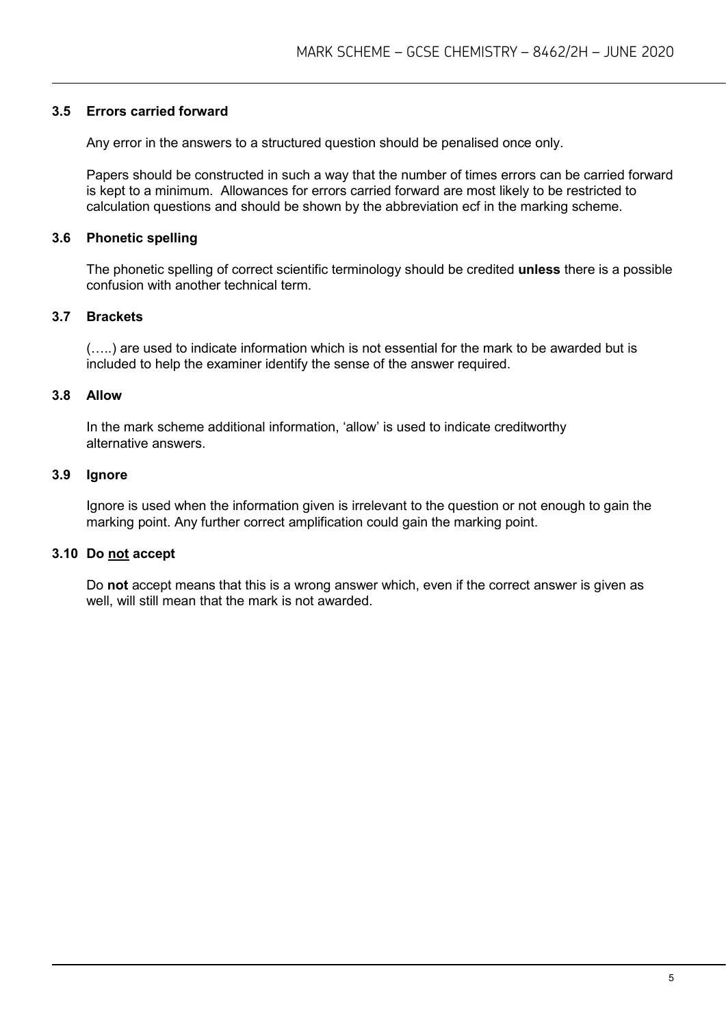### 3.5 Errors carried forward

Any error in the answers to a structured question should be penalised once only.

Papers should be constructed in such a way that the number of times errors can be carried forward is kept to a minimum. Allowances for errors carried forward are most likely to be restricted to calculation questions and should be shown by the abbreviation ecf in the marking scheme.

### 3.6 Phonetic spelling

The phonetic spelling of correct scientific terminology should be credited **unless** there is a possible confusion with another technical term.

### 3.7 Brackets

(…..) are used to indicate information which is not essential for the mark to be awarded but is included to help the examiner identify the sense of the answer required.

### 3.8 Allow

In the mark scheme additional information, 'allow' is used to indicate creditworthy alternative answers.

### 3.9 Ignore

Ignore is used when the information given is irrelevant to the question or not enough to gain the marking point. Any further correct amplification could gain the marking point.

### 3.10 Do not accept

Do **not** accept means that this is a wrong answer which, even if the correct answer is given as well, will still mean that the mark is not awarded.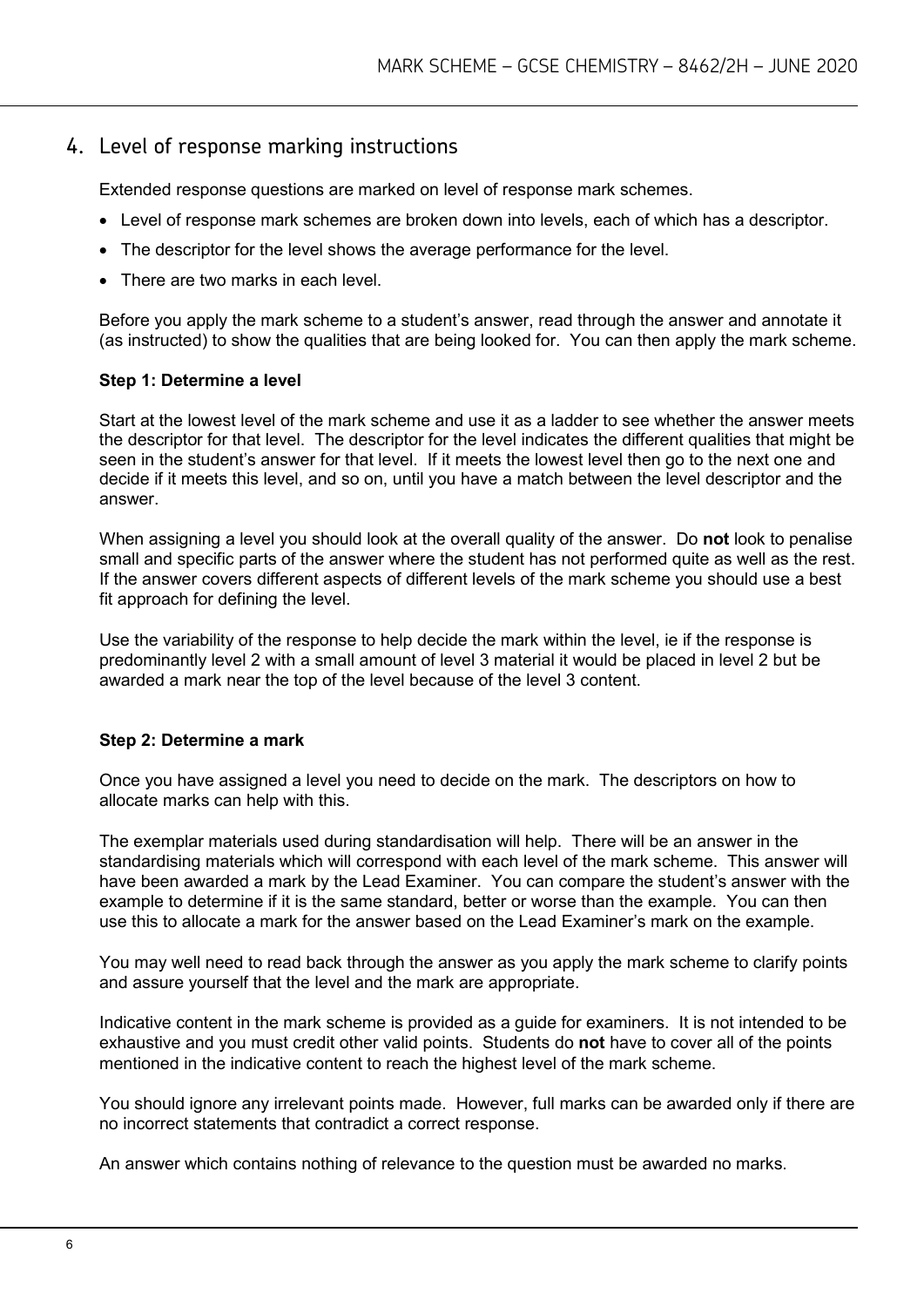## 4. Level of response marking instructions

Extended response questions are marked on level of response mark schemes.

- Level of response mark schemes are broken down into levels, each of which has a descriptor.
- The descriptor for the level shows the average performance for the level.
- There are two marks in each level.

Before you apply the mark scheme to a student's answer, read through the answer and annotate it (as instructed) to show the qualities that are being looked for. You can then apply the mark scheme.

**Step 1: Determine a level**

Start at the lowest level of the mark scheme and use it as a ladder to see whether the answer meets the descriptor for that level. The descriptor for the level indicates the different qualities that might be seen in the student's answer for that level. If it meets the lowest level then go to the next one and decide if it meets this level, and so on, until you have a match between the level descriptor and the answer.

When assigning a level you should look at the overall quality of the answer. Do **not** look to penalise small and specific parts of the answer where the student has not performed quite as well as the rest. If the answer covers different aspects of different levels of the mark scheme you should use a best fit approach for defining the level.

Use the variability of the response to help decide the mark within the level, ie if the response is predominantly level 2 with a small amount of level 3 material it would be placed in level 2 but be awarded a mark near the top of the level because of the level 3 content.

**Step 2: Determine a mark**

Once you have assigned a level you need to decide on the mark. The descriptors on how to allocate marks can help with this.

The exemplar materials used during standardisation will help. There will be an answer in the standardising materials which will correspond with each level of the mark scheme. This answer will have been awarded a mark by the Lead Examiner. You can compare the student's answer with the example to determine if it is the same standard, better or worse than the example. You can then use this to allocate a mark for the answer based on the Lead Examiner's mark on the example.

You may well need to read back through the answer as you apply the mark scheme to clarify points and assure yourself that the level and the mark are appropriate.

Indicative content in the mark scheme is provided as a guide for examiners. It is not intended to be exhaustive and you must credit other valid points. Students do **not** have to cover all of the points mentioned in the indicative content to reach the highest level of the mark scheme.

You should ignore any irrelevant points made. However, full marks can be awarded only if there are no incorrect statements that contradict a correct response.

An answer which contains nothing of relevance to the question must be awarded no marks.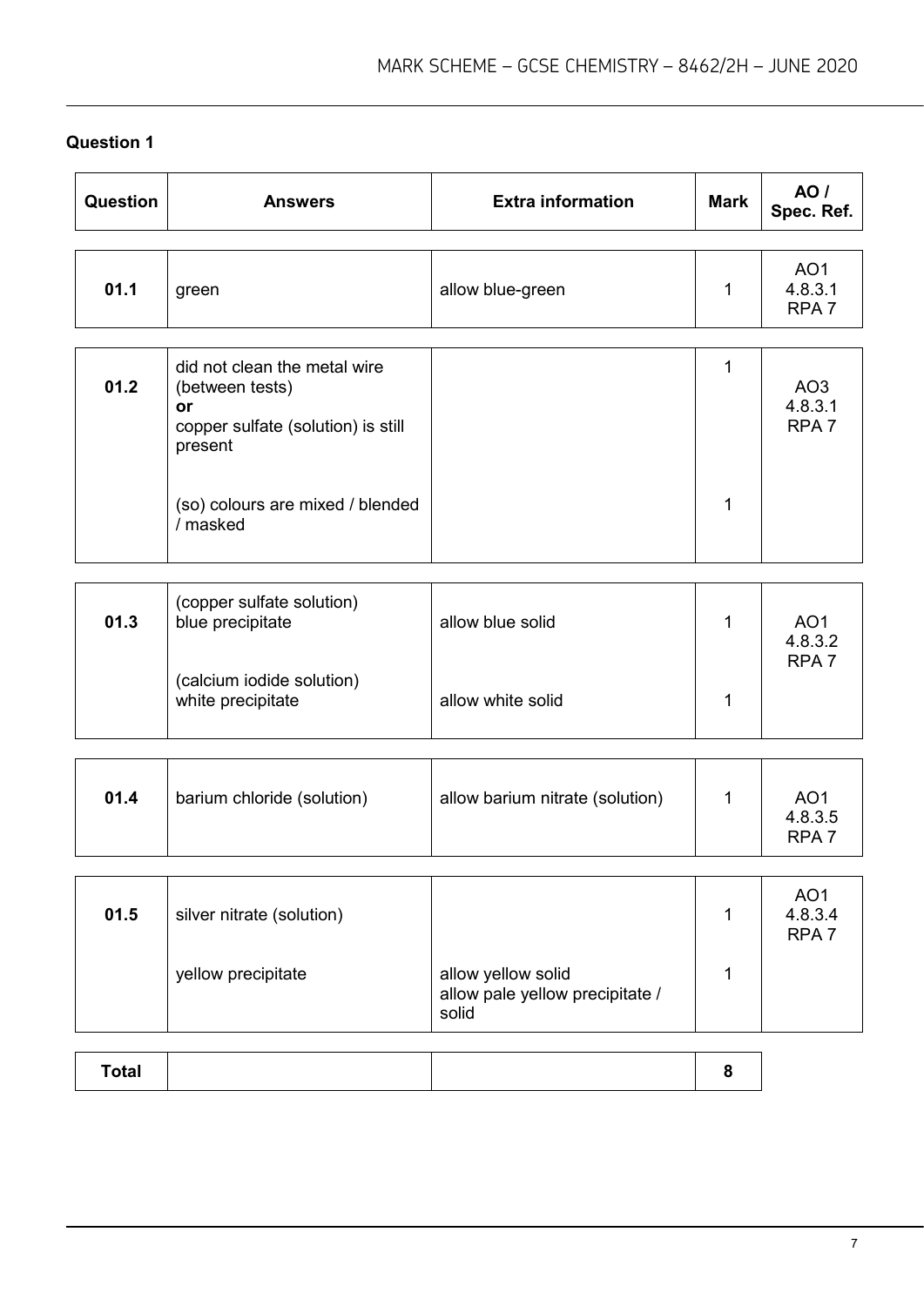## Question 1

| Question | Answers | Extra information | Mark | AO / Spec. Ref. |
|---|---|---|---|---|
| 01.1 | green | allow blue-green | 1 | AO1 4.8.3.1 RPA 7 |
| 01.2 | did not clean the metal wire (between tests) **or** copper sulfate (solution) is still present | | 1 | AO3 4.8.3.1 RPA 7 |
| | (so) colours are mixed / blended / masked | | 1 | |
| 01.3 | (copper sulfate solution) blue precipitate | allow blue solid | 1 | AO1 4.8.3.2 RPA 7 |
| | (calcium iodide solution) white precipitate | allow white solid | 1 | |
| 01.4 | barium chloride (solution) | allow barium nitrate (solution) | 1 | AO1 4.8.3.5 RPA 7 |
| 01.5 | silver nitrate (solution) | | 1 | AO1 4.8.3.4 RPA 7 |
| | yellow precipitate | allow yellow solid<br>allow pale yellow precipitate / solid | 1 | |
| **Total** | | | **8** | |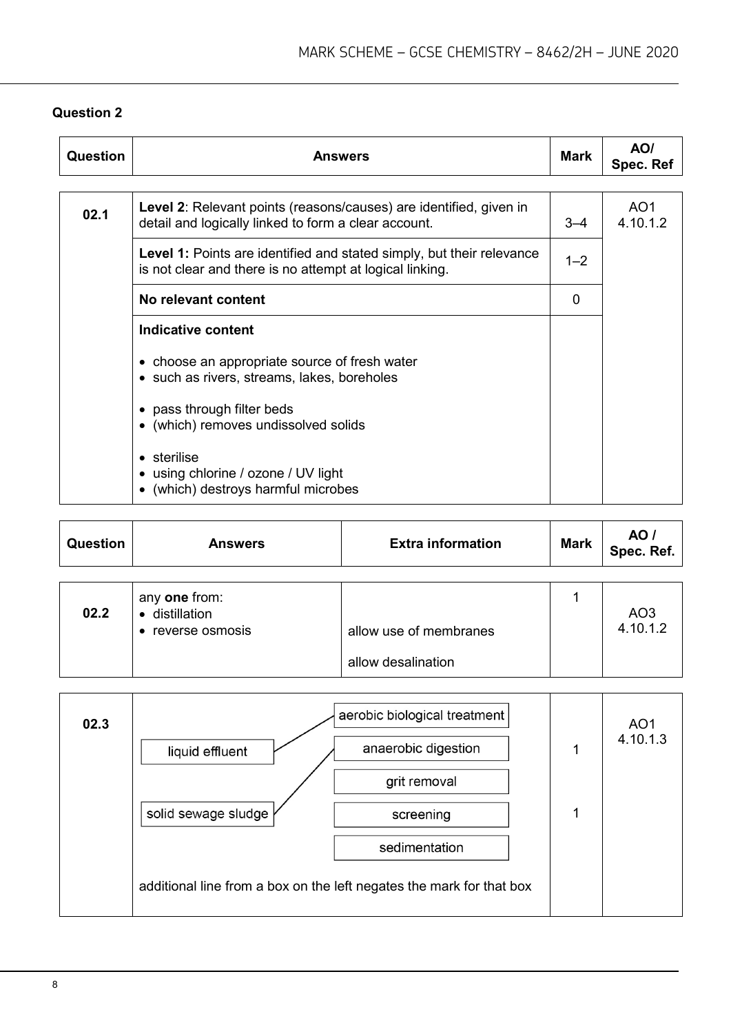**Question 2**

| Question | Answers | Mark | AO/ Spec. Ref |
|---|---|---|---|
| 02.1 | **Level 2**: Relevant points (reasons/causes) are identified, given in detail and logically linked to form a clear account. | 3–4 | AO1 4.10.1.2 |
| | **Level 1:** Points are identified and stated simply, but their relevance is not clear and there is no attempt at logical linking. | 1–2 | |
| | **No relevant content** | 0 | |
| | **Indicative content**<br><br>• choose an appropriate source of fresh water<br>• such as rivers, streams, lakes, boreholes<br><br>• pass through filter beds<br>• (which) removes undissolved solids<br><br>• sterilise<br>• using chlorine / ozone / UV light<br>• (which) destroys harmful microbes | | |

| Question | Answers | Extra information | Mark | AO / Spec. Ref. |
|---|---|---|---|---|
| 02.2 | any **one** from:<br>• distillation<br>• reverse osmosis | <br><br>allow use of membranes<br><br>allow desalination | 1 | AO3 4.10.1.2 |
| 02.3 | liquid effluent — aerobic biological treatment<br><br>solid sewage sludge — anaerobic digestion<br><br>(other options: grit removal, screening, sedimentation)<br><br>additional line from a box on the left negates the mark for that box | | 1<br><br>1 | AO1 4.10.1.3 |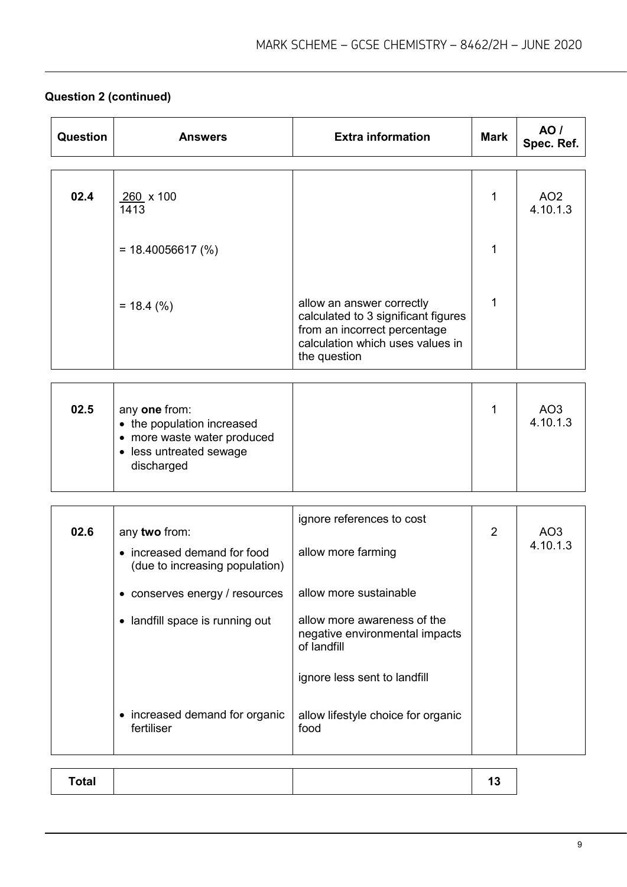**Question 2 (continued)**

| Question | Answers | Extra information | Mark | AO / Spec. Ref. |
|---|---|---|---|---|
| 02.4 | $\frac{260}{1413} \times 100$ | | 1 | AO2 4.10.1.3 |
| | = 18.40056617 (%) | | 1 | |
| | = 18.4 (%) | allow an answer correctly calculated to 3 significant figures from an incorrect percentage calculation which uses values in the question | 1 | |
| 02.5 | any **one** from:<br>• the population increased<br>• more waste water produced<br>• less untreated sewage discharged | | 1 | AO3 4.10.1.3 |
| 02.6 | any **two** from: | ignore references to cost | 2 | AO3 4.10.1.3 |
| | • increased demand for food (due to increasing population) | allow more farming | | |
| | • conserves energy / resources | allow more sustainable | | |
| | • landfill space is running out | allow more awareness of the negative environmental impacts of landfill<br><br>ignore less sent to landfill | | |
| | • increased demand for organic fertiliser | allow lifestyle choice for organic food | | |
| **Total** | | | **13** | |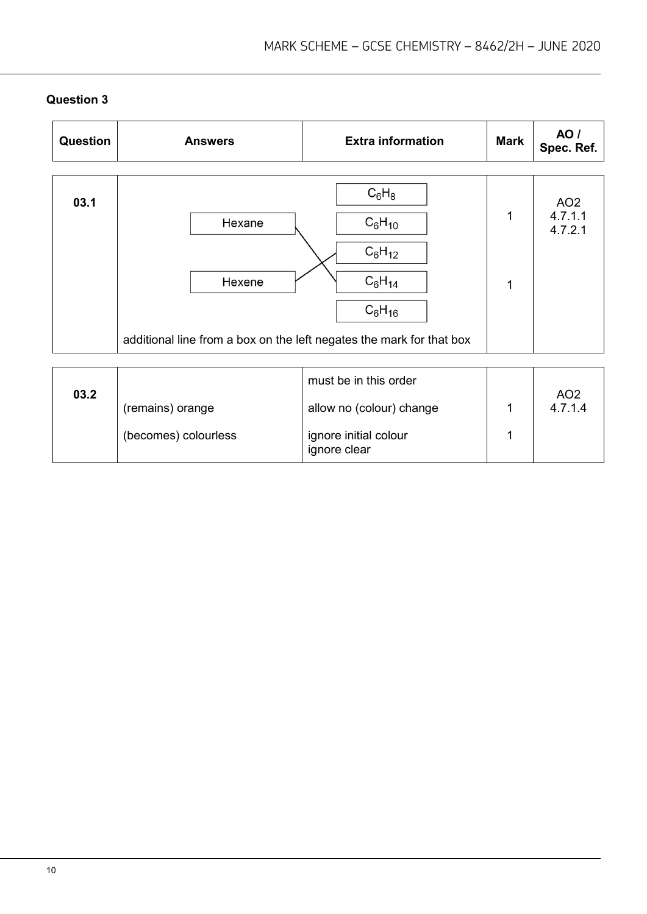## Question 3

| Question | Answers | Extra information | Mark | AO / Spec. Ref. |
|---|---|---|---|---|
| 03.1 | Hexane — $C_6H_{14}$ | | 1 | AO2<br>4.7.1.1<br>4.7.2.1 |
| | Hexene — $C_6H_{12}$ | | 1 | |
| | ($C_6H_8$, $C_6H_{10}$, $C_6H_{12}$, $C_6H_{14}$, $C_6H_{16}$) | | | |
| | additional line from a box on the left negates the mark for that box | | | |

| Question | Answers | Extra information | Mark | AO / Spec. Ref. |
|---|---|---|---|---|
| 03.2 | | must be in this order | | AO2<br>4.7.1.4 |
| | (remains) orange | allow no (colour) change | 1 | |
| | (becomes) colourless | ignore initial colour<br>ignore clear | 1 | |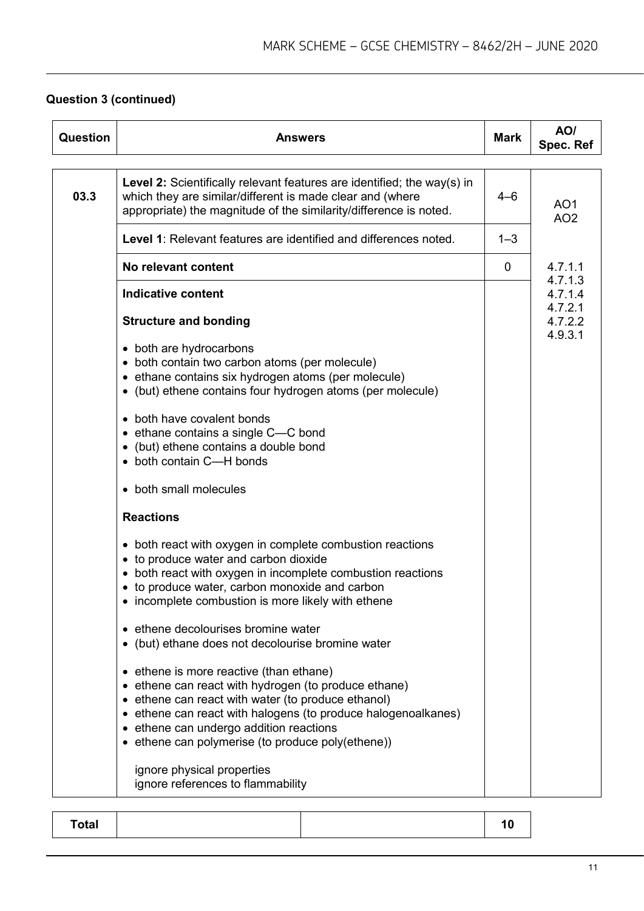## Question 3 (continued)

| Question | Answers | Mark | AO/ Spec. Ref |
|---|---|---|---|
| 03.3 | **Level 2:** Scientifically relevant features are identified; the way(s) in which they are similar/different is made clear and (where appropriate) the magnitude of the similarity/difference is noted. | 4–6 | AO1 AO2 |
| | **Level 1**: Relevant features are identified and differences noted. | 1–3 | |
| | **No relevant content** | 0 | 4.7.1.1 4.7.1.3 4.7.1.4 4.7.2.1 4.7.2.2 4.9.3.1 |
| | **Indicative content**<br><br>**Structure and bonding**<br><br>• both are hydrocarbons<br>• both contain two carbon atoms (per molecule)<br>• ethane contains six hydrogen atoms (per molecule)<br>• (but) ethene contains four hydrogen atoms (per molecule)<br><br>• both have covalent bonds<br>• ethane contains a single C—C bond<br>• (but) ethene contains a double bond<br>• both contain C—H bonds<br><br>• both small molecules<br><br>**Reactions**<br><br>• both react with oxygen in complete combustion reactions<br>• to produce water and carbon dioxide<br>• both react with oxygen in incomplete combustion reactions<br>• to produce water, carbon monoxide and carbon<br>• incomplete combustion is more likely with ethene<br><br>• ethene decolourises bromine water<br>• (but) ethane does not decolourise bromine water<br><br>• ethene is more reactive (than ethane)<br>• ethene can react with hydrogen (to produce ethane)<br>• ethene can react with water (to produce ethanol)<br>• ethene can react with halogens (to produce halogenoalkanes)<br>• ethene can undergo addition reactions<br>• ethene can polymerise (to produce poly(ethene))<br><br>ignore physical properties<br>ignore references to flammability | | |

| Total | | | 10 |
|---|---|---|---|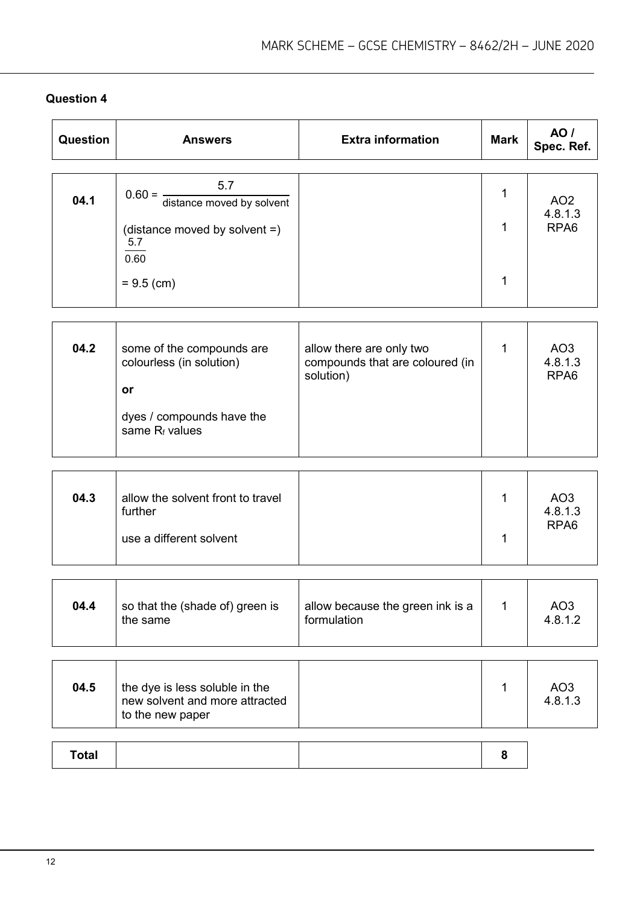## Question 4

| Question | Answers | Extra information | Mark | AO / Spec. Ref. |
|---|---|---|---|---|
| 04.1 | $0.60 = \frac{5.7}{\text{distance moved by solvent}}$ | | 1 | AO2 4.8.1.3 RPA6 |
| | (distance moved by solvent =) $\frac{5.7}{0.60}$ | | 1 | |
| | = 9.5 (cm) | | 1 | |
| 04.2 | some of the compounds are colourless (in solution) **or** dyes / compounds have the same $R_f$ values | allow there are only two compounds that are coloured (in solution) | 1 | AO3 4.8.1.3 RPA6 |
| 04.3 | allow the solvent front to travel further | | 1 | AO3 4.8.1.3 RPA6 |
| | use a different solvent | | 1 | |
| 04.4 | so that the (shade of) green is the same | allow because the green ink is a formulation | 1 | AO3 4.8.1.2 |
| 04.5 | the dye is less soluble in the new solvent and more attracted to the new paper | | 1 | AO3 4.8.1.3 |
| **Total** | | | **8** | |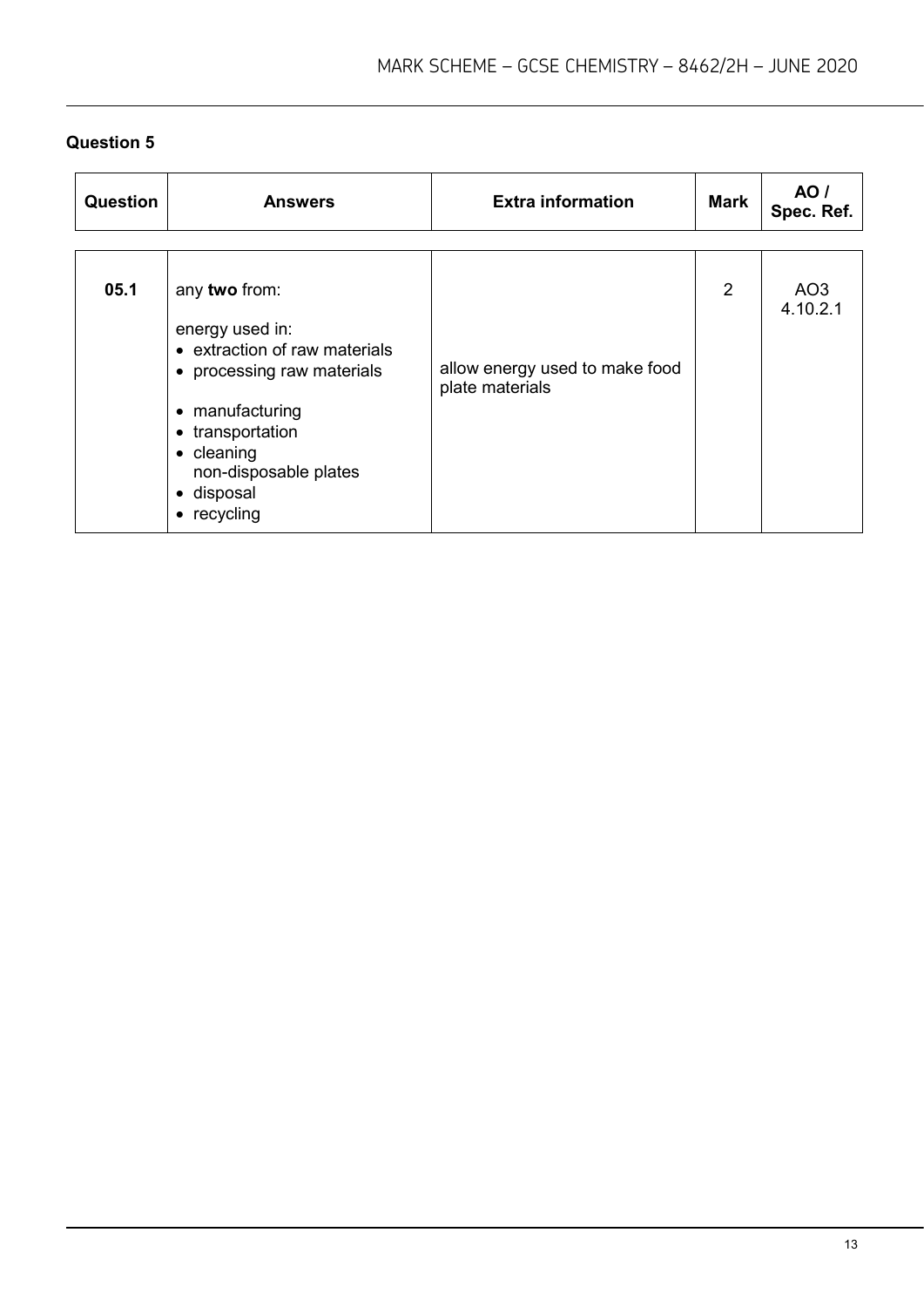## Question 5

| Question | Answers | Extra information | Mark | AO / Spec. Ref. |
|---|---|---|---|---|
| 05.1 | any **two** from:<br><br>energy used in:<br>• extraction of raw materials<br>• processing raw materials<br><br>• manufacturing<br>• transportation<br>• cleaning non-disposable plates<br>• disposal<br>• recycling | <br><br><br><br>allow energy used to make food plate materials | 2 | AO3<br>4.10.2.1 |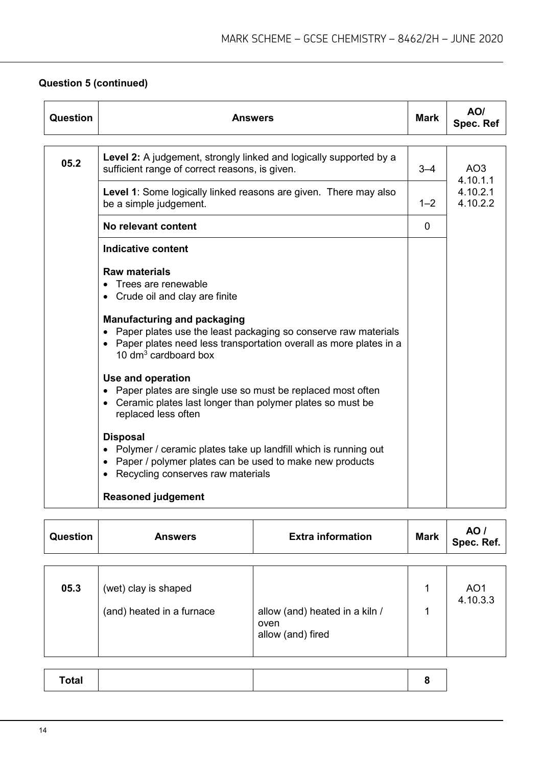**Question 5 (continued)**

| Question | Answers | Mark | AO/ Spec. Ref |
|---|---|---|---|
| 05.2 | **Level 2:** A judgement, strongly linked and logically supported by a sufficient range of correct reasons, is given. | 3–4 | AO3 4.10.1.1 4.10.2.1 4.10.2.2 |
| | **Level 1**: Some logically linked reasons are given. There may also be a simple judgement. | 1–2 | |
| | **No relevant content** | 0 | |
| | **Indicative content**<br><br>**Raw materials**<br>• Trees are renewable<br>• Crude oil and clay are finite<br><br>**Manufacturing and packaging**<br>• Paper plates use the least packaging so conserve raw materials<br>• Paper plates need less transportation overall as more plates in a 10 $dm^3$ cardboard box<br><br>**Use and operation**<br>• Paper plates are single use so must be replaced most often<br>• Ceramic plates last longer than polymer plates so must be replaced less often<br><br>**Disposal**<br>• Polymer / ceramic plates take up landfill which is running out<br>• Paper / polymer plates can be used to make new products<br>• Recycling conserves raw materials<br><br>**Reasoned judgement** | | |

| Question | Answers | Extra information | Mark | AO / Spec. Ref. |
|---|---|---|---|---|
| 05.3 | (wet) clay is shaped | | 1 | AO1 4.10.3.3 |
| | (and) heated in a furnace | allow (and) heated in a kiln / oven<br>allow (and) fired | 1 | |
| **Total** | | | **8** | |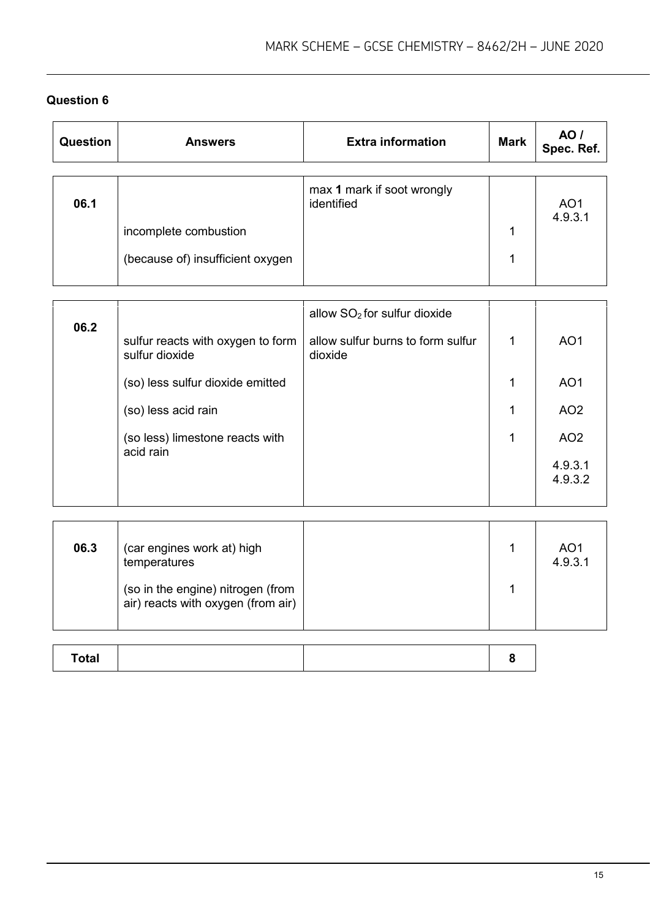## Question 6

| Question | Answers | Extra information | Mark | AO / Spec. Ref. |
|---|---|---|---|---|
| 06.1 | | max **1** mark if soot wrongly identified | | AO1 4.9.3.1 |
| | incomplete combustion | | 1 | |
| | (because of) insufficient oxygen | | 1 | |
| 06.2 | | allow $SO_2$ for sulfur dioxide | | |
| | sulfur reacts with oxygen to form sulfur dioxide | allow sulfur burns to form sulfur dioxide | 1 | AO1 |
| | (so) less sulfur dioxide emitted | | 1 | AO1 |
| | (so) less acid rain | | 1 | AO2 |
| | (so less) limestone reacts with acid rain | | 1 | AO2 |
| | | | | 4.9.3.1 4.9.3.2 |
| 06.3 | (car engines work at) high temperatures | | 1 | AO1 4.9.3.1 |
| | (so in the engine) nitrogen (from air) reacts with oxygen (from air) | | 1 | |
| **Total** | | | **8** | |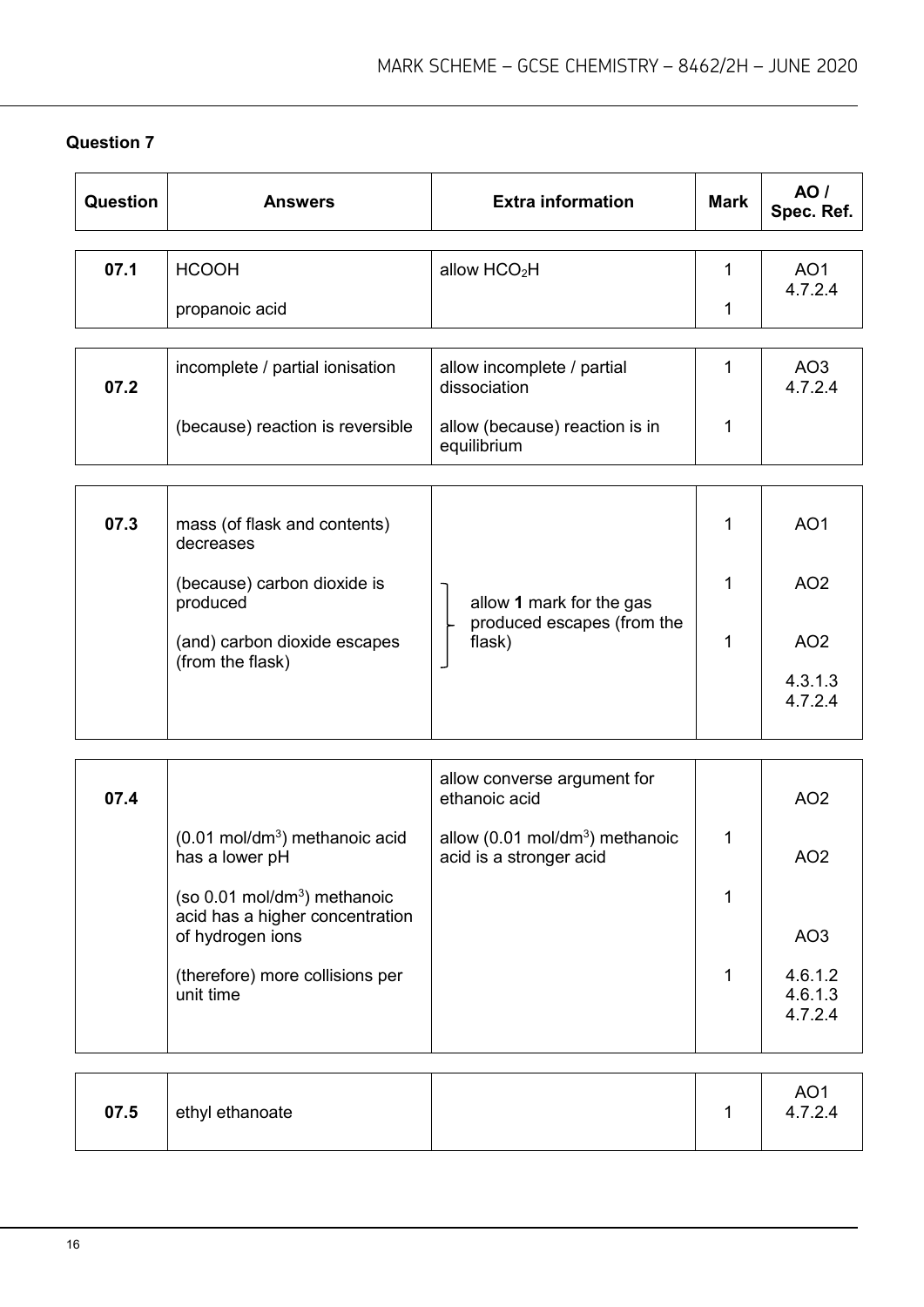## Question 7

| Question | Answers | Extra information | Mark | AO / Spec. Ref. |
|---|---|---|---|---|
| 07.1 | HCOOH | allow $HCO_2H$ | 1 | AO1 4.7.2.4 |
| | propanoic acid | | 1 | |
| 07.2 | incomplete / partial ionisation | allow incomplete / partial dissociation | 1 | AO3 4.7.2.4 |
| | (because) reaction is reversible | allow (because) reaction is in equilibrium | 1 | |
| 07.3 | mass (of flask and contents) decreases | | 1 | AO1 |
| | (because) carbon dioxide is produced | allow **1** mark for the gas produced escapes (from the flask) | 1 | AO2 |
| | (and) carbon dioxide escapes (from the flask) | | 1 | AO2 4.3.1.3 4.7.2.4 |
| 07.4 | | allow converse argument for ethanoic acid | | AO2 |
| | (0.01 mol/dm$^3$) methanoic acid has a lower pH | allow (0.01 mol/dm$^3$) methanoic acid is a stronger acid | 1 | AO2 |
| | (so 0.01 mol/dm$^3$) methanoic acid has a higher concentration of hydrogen ions | | 1 | AO3 |
| | (therefore) more collisions per unit time | | 1 | 4.6.1.2 4.6.1.3 4.7.2.4 |
| 07.5 | ethyl ethanoate | | 1 | AO1 4.7.2.4 |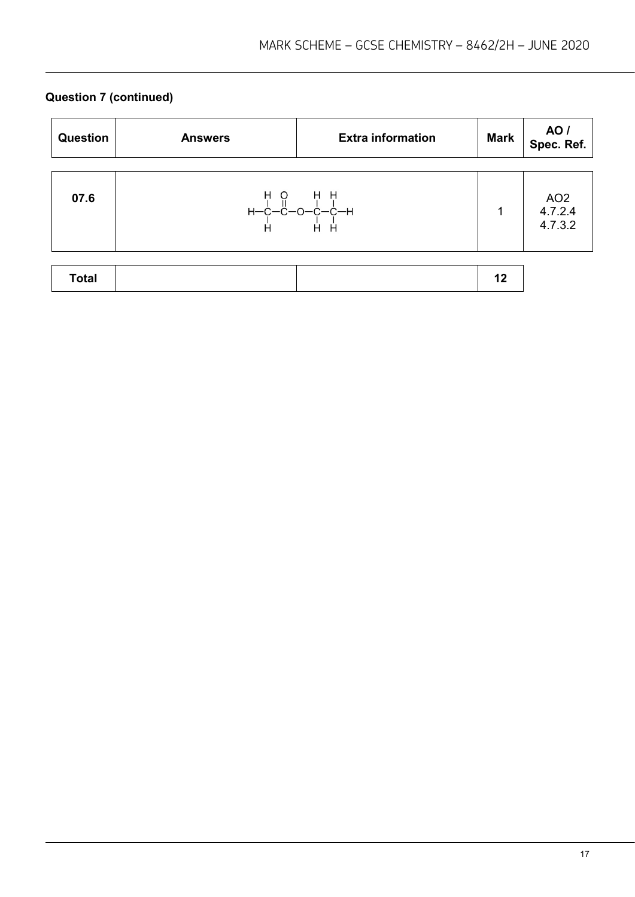**Question 7 (continued)**

| Question | Answers | Extra information | Mark | AO / Spec. Ref. |
|---|---|---|---|---|
| 07.6 | $CH_3COOCH_2CH_3$ (displayed formula: H–C(H)(H)–C(=O)–O–C(H)(H)–C(H)(H)–H) | | 1 | AO2 4.7.2.4 4.7.3.2 |
| Total | | | 12 | |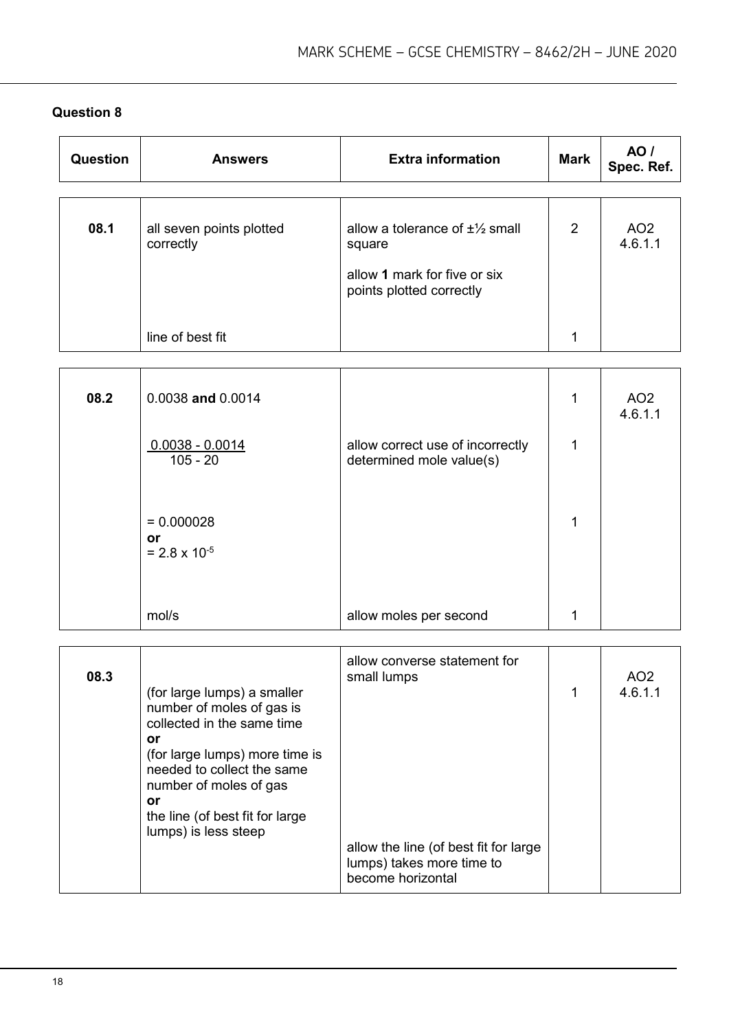## Question 8

| Question | Answers | Extra information | Mark | AO / Spec. Ref. |
|---|---|---|---|---|
| 08.1 | all seven points plotted correctly | allow a tolerance of ±½ small square<br><br>allow **1** mark for five or six points plotted correctly | 2 | AO2<br>4.6.1.1 |
| | line of best fit | | 1 | |
| 08.2 | 0.0038 **and** 0.0014 | | 1 | AO2<br>4.6.1.1 |
| | $\frac{0.0038 - 0.0014}{105 - 20}$ | allow correct use of incorrectly determined mole value(s) | 1 | |
| | = 0.000028<br>**or**<br>= $2.8 \times 10^{-5}$ | | 1 | |
| | mol/s | allow moles per second | 1 | |
| 08.3 | (for large lumps) a smaller number of moles of gas is collected in the same time<br>**or**<br>(for large lumps) more time is needed to collect the same number of moles of gas<br>**or**<br>the line (of best fit for large lumps) is less steep | allow converse statement for small lumps<br><br>allow the line (of best fit for large lumps) takes more time to become horizontal | 1 | AO2<br>4.6.1.1 |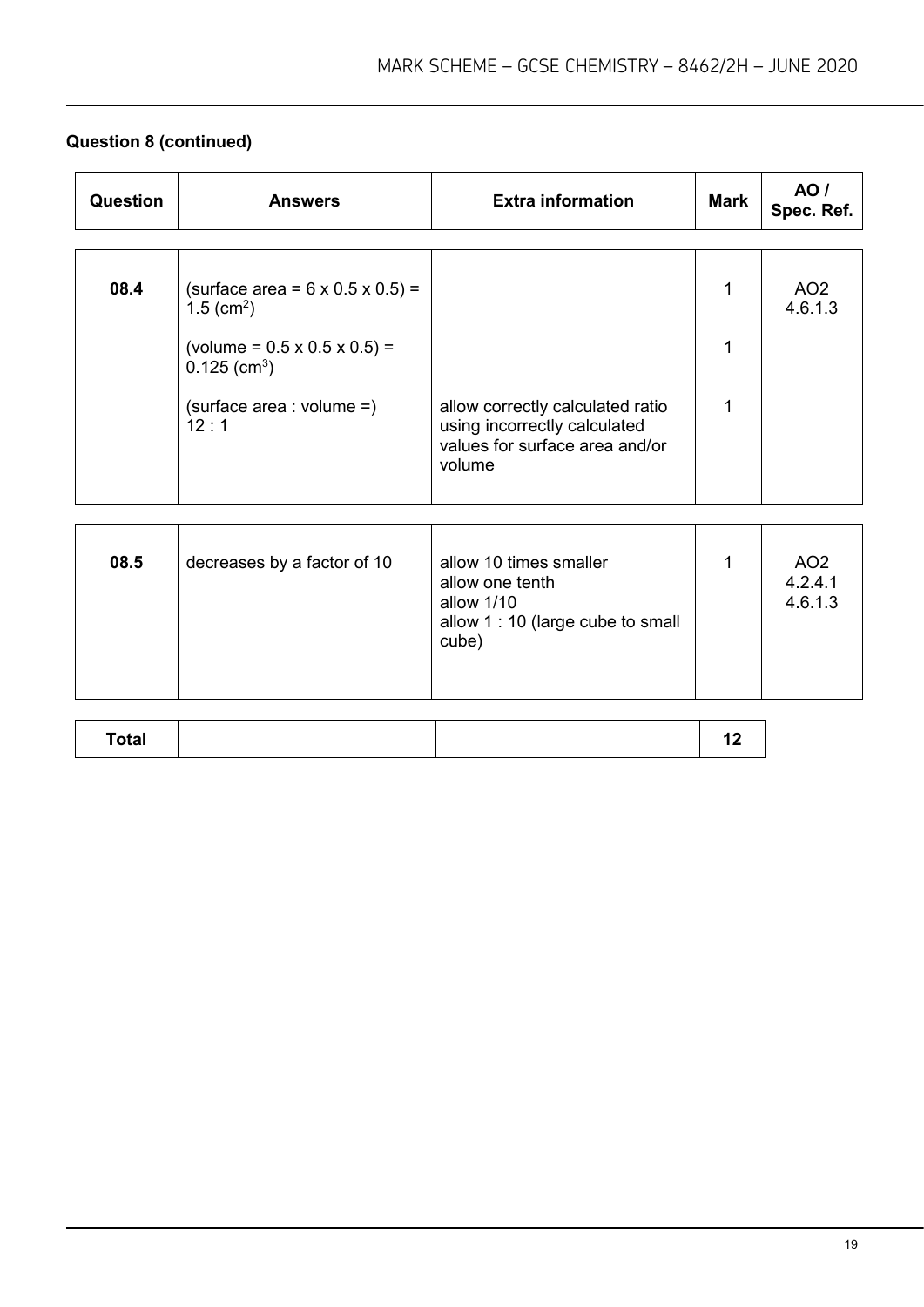## Question 8 (continued)

| Question | Answers | Extra information | Mark | AO / Spec. Ref. |
|---|---|---|---|---|
| 08.4 | (surface area = 6 x 0.5 x 0.5) = 1.5 ($cm^2$) | | 1 | AO2 4.6.1.3 |
| | (volume = 0.5 x 0.5 x 0.5) = 0.125 ($cm^3$) | | 1 | |
| | (surface area : volume =) 12 : 1 | allow correctly calculated ratio using incorrectly calculated values for surface area and/or volume | 1 | |
| 08.5 | decreases by a factor of 10 | allow 10 times smaller<br>allow one tenth<br>allow 1/10<br>allow 1 : 10 (large cube to small cube) | 1 | AO2 4.2.4.1 4.6.1.3 |
| Total | | | 12 | |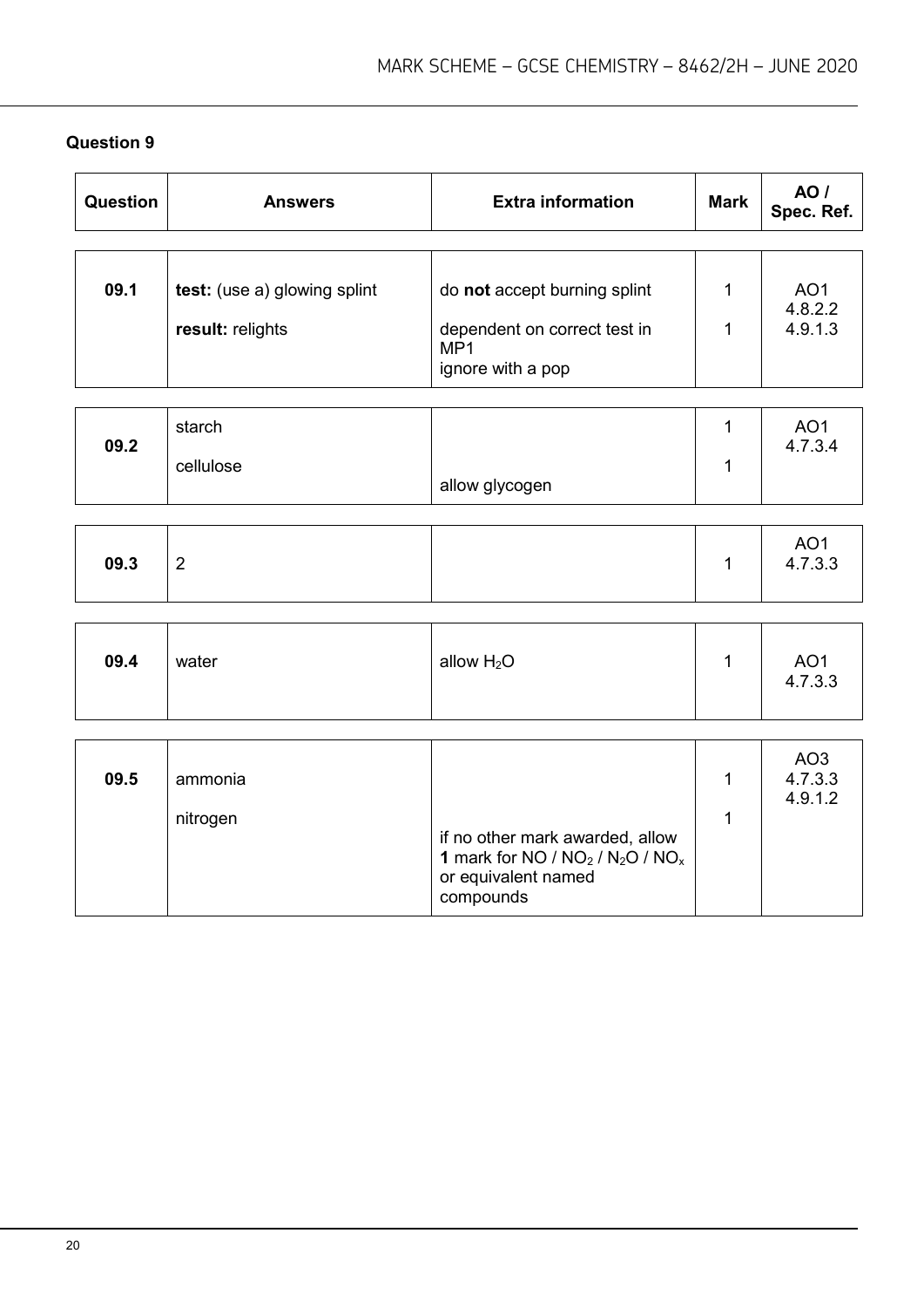## Question 9

| Question | Answers | Extra information | Mark | AO / Spec. Ref. |
|---|---|---|---|---|
| 09.1 | **test:** (use a) glowing splint | do **not** accept burning splint | 1 | AO1 4.8.2.2 4.9.1.3 |
| | **result:** relights | dependent on correct test in MP1 ignore with a pop | 1 | |
| 09.2 | starch | | 1 | AO1 4.7.3.4 |
| | cellulose | allow glycogen | 1 | |
| 09.3 | 2 | | 1 | AO1 4.7.3.3 |
| 09.4 | water | allow $H_2O$ | 1 | AO1 4.7.3.3 |
| 09.5 | ammonia | | 1 | AO3 4.7.3.3 4.9.1.2 |
| | nitrogen | if no other mark awarded, allow **1** mark for $NO$ / $NO_2$ / $N_2O$ / $NO_x$ or equivalent named compounds | 1 | |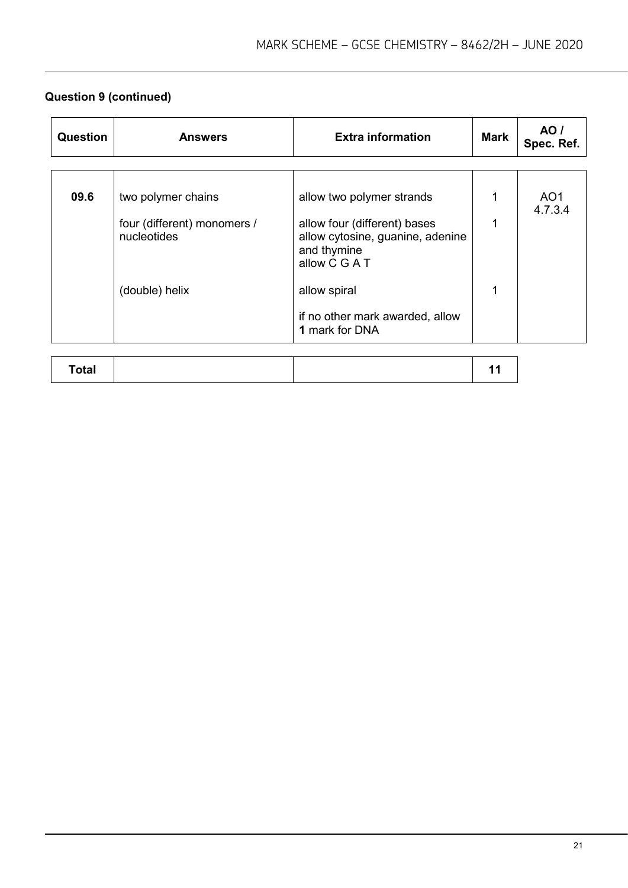**Question 9 (continued)**

| Question | Answers | Extra information | Mark | AO / Spec. Ref. |
|---|---|---|---|---|
| 09.6 | two polymer chains | allow two polymer strands | 1 | AO1 4.7.3.4 |
| | four (different) monomers / nucleotides | allow four (different) bases<br>allow cytosine, guanine, adenine and thymine<br>allow C G A T | 1 | |
| | (double) helix | allow spiral | 1 | |
| | | if no other mark awarded, allow **1** mark for DNA | | |

| Total | | | 11 |
|---|---|---|---|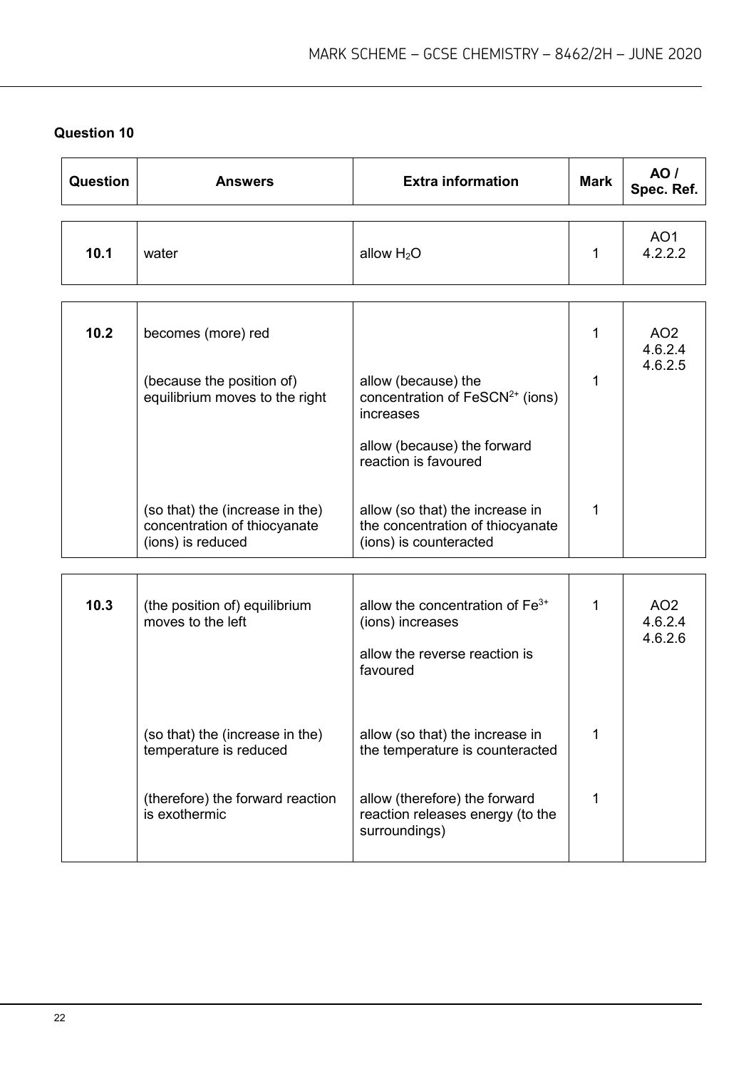## Question 10

| Question | Answers | Extra information | Mark | AO / Spec. Ref. |
|---|---|---|---|---|
| 10.1 | water | allow $H_2O$ | 1 | AO1 4.2.2.2 |
| 10.2 | becomes (more) red | | 1 | AO2 4.6.2.4 4.6.2.5 |
| | (because the position of) equilibrium moves to the right | allow (because) the concentration of $FeSCN^{2+}$ (ions) increases<br><br>allow (because) the forward reaction is favoured | 1 | |
| | (so that) the (increase in the) concentration of thiocyanate (ions) is reduced | allow (so that) the increase in the concentration of thiocyanate (ions) is counteracted | 1 | |
| 10.3 | (the position of) equilibrium moves to the left | allow the concentration of $Fe^{3+}$ (ions) increases<br><br>allow the reverse reaction is favoured | 1 | AO2 4.6.2.4 4.6.2.6 |
| | (so that) the (increase in the) temperature is reduced | allow (so that) the increase in the temperature is counteracted | 1 | |
| | (therefore) the forward reaction is exothermic | allow (therefore) the forward reaction releases energy (to the surroundings) | 1 | |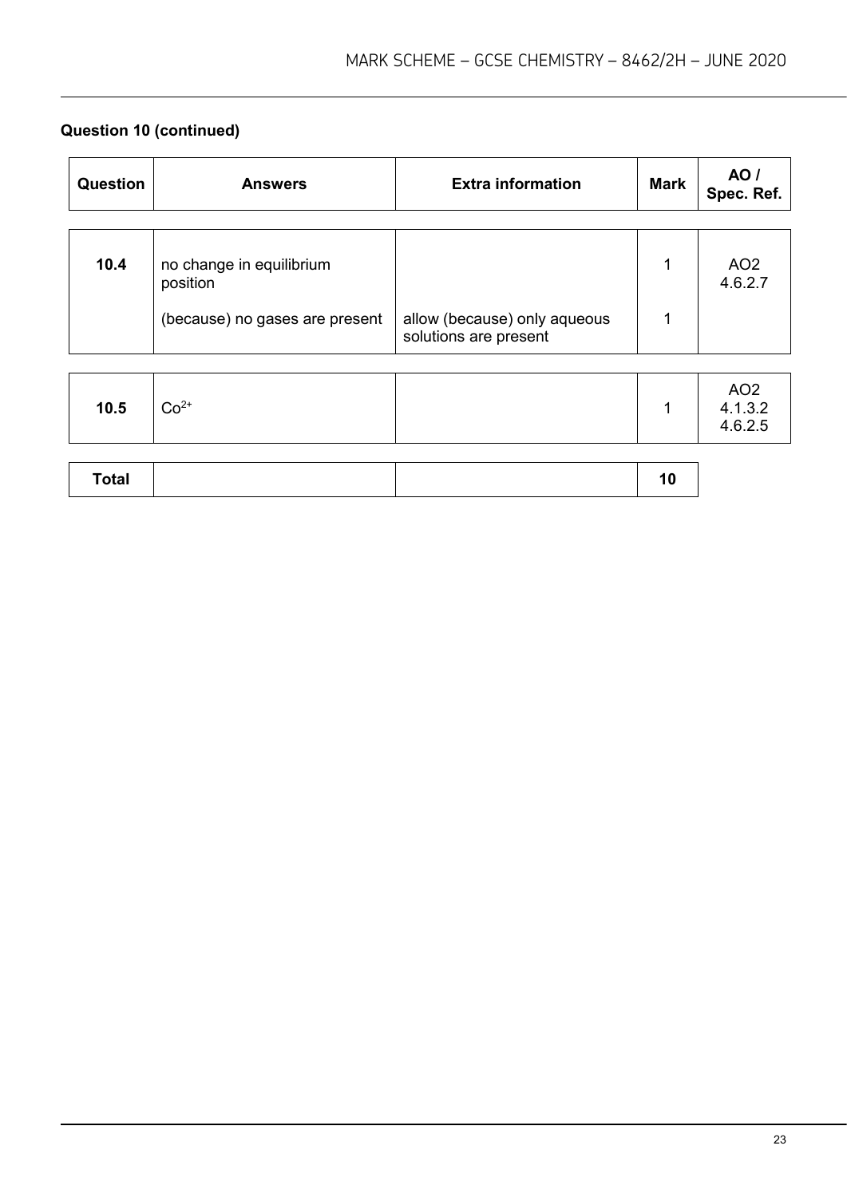**Question 10 (continued)**

| Question | Answers | Extra information | Mark | AO / Spec. Ref. |
|---|---|---|---|---|
| 10.4 | no change in equilibrium position | | 1 | AO2 4.6.2.7 |
| | (because) no gases are present | allow (because) only aqueous solutions are present | 1 | |
| 10.5 | $Co^{2+}$ | | 1 | AO2 4.1.3.2 4.6.2.5 |
| Total | | | 10 | |